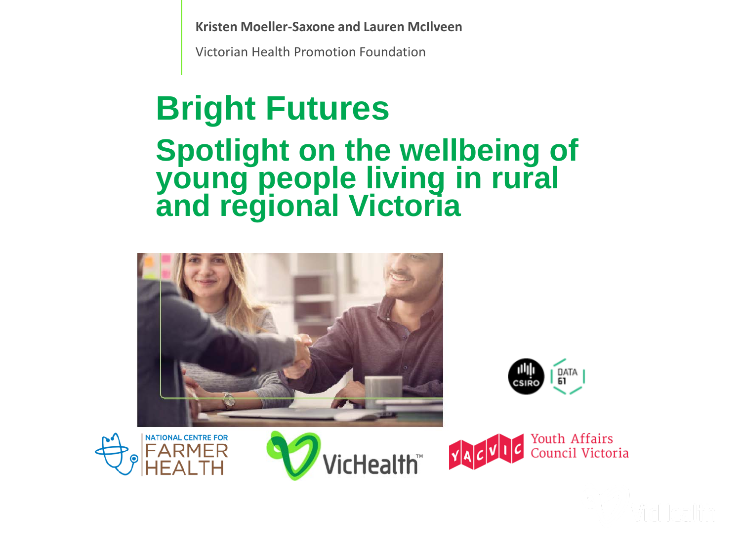**Kristen Moeller-Saxone and Lauren McIlveen**

Victorian Health Promotion Foundation

# Bright Futures

## Spotlight on the wellbeing of young people living in rural and regional Victoria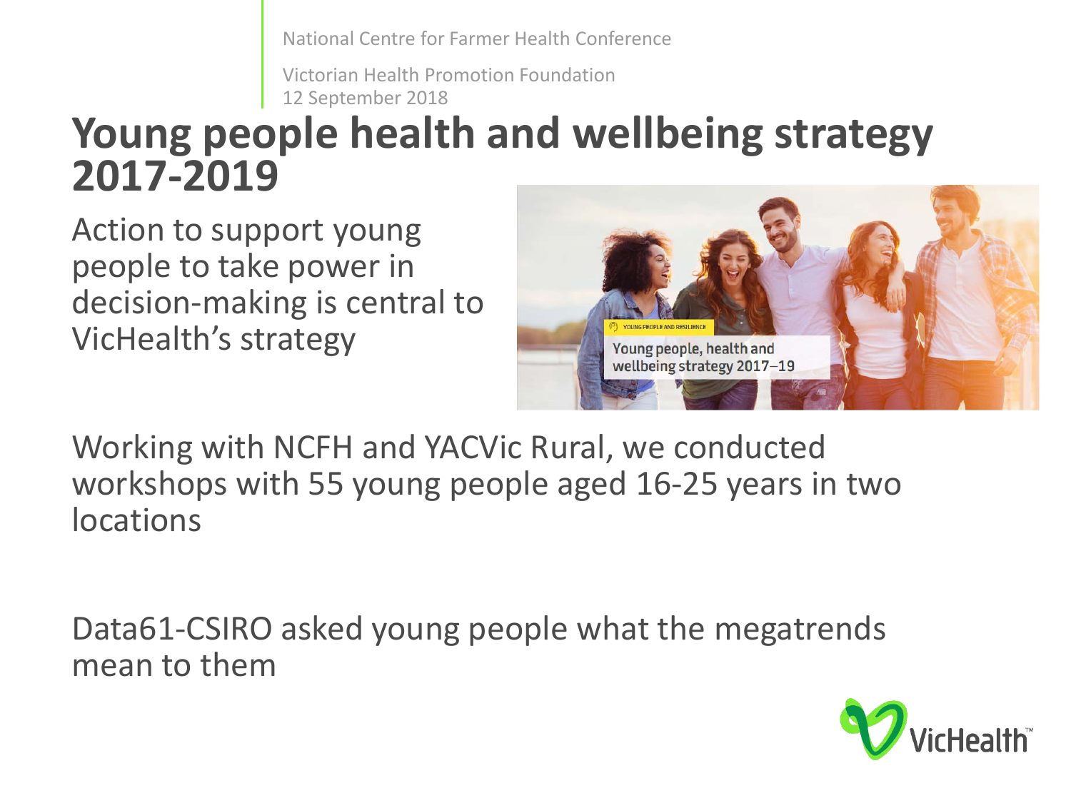National Centre for Farmer Health Conference

Victorian Health Promotion Foundation
12 September 2018

# Young people health and wellbeing strategy 2017-2019

Action to support young people to take power in decision-making is central to VicHealth's strategy

Working with NCFH and YACVic Rural, we conducted workshops with 55 young people aged 16-25 years in two locations

Data61-CSIRO asked young people what the megatrends mean to them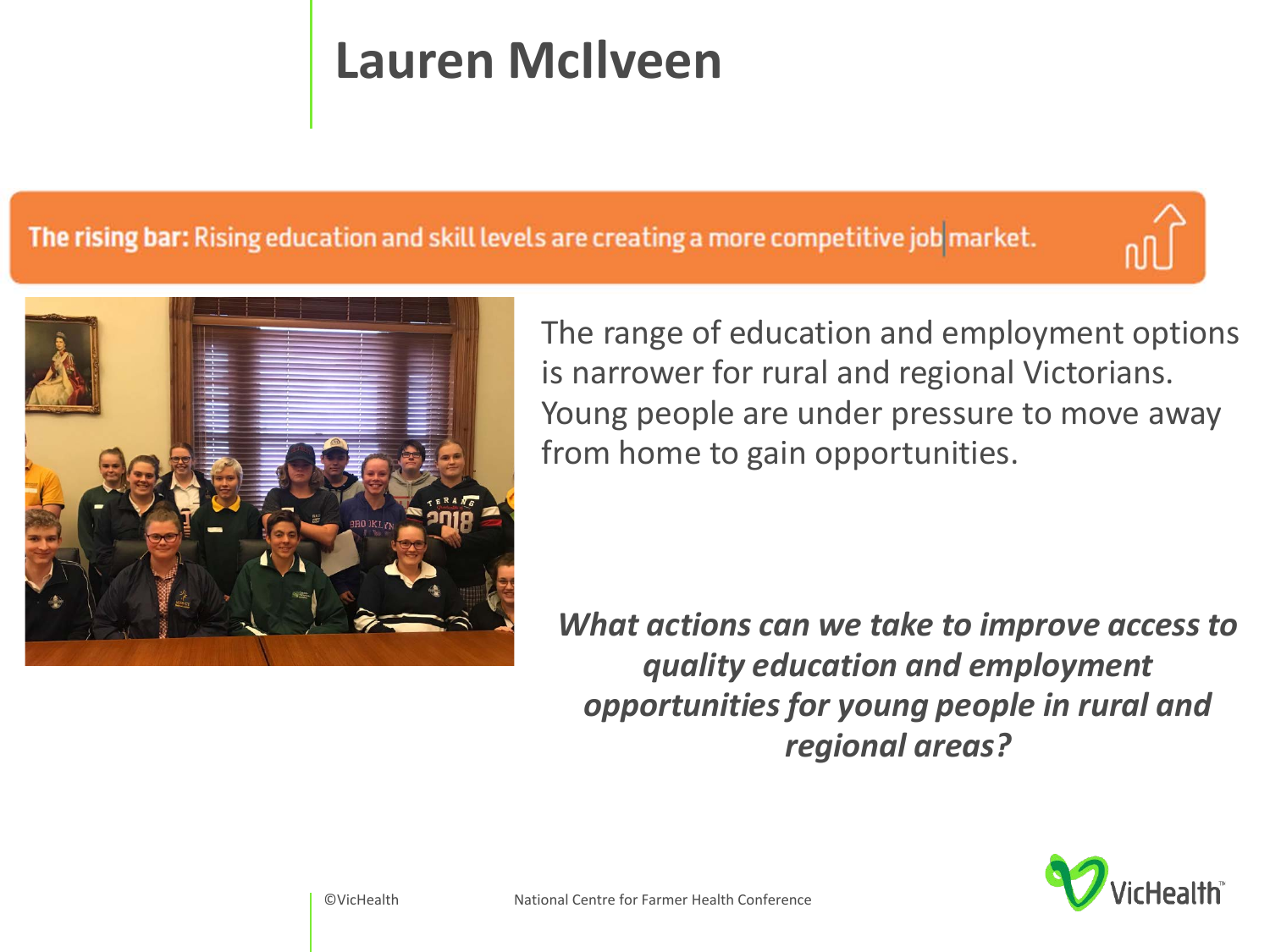# Lauren McIlveen

**The rising bar:** Rising education and skill levels are creating a more competitive job market.

The range of education and employment options is narrower for rural and regional Victorians. Young people are under pressure to move away from home to gain opportunities.

***What actions can we take to improve access to quality education and employment opportunities for young people in rural and regional areas?***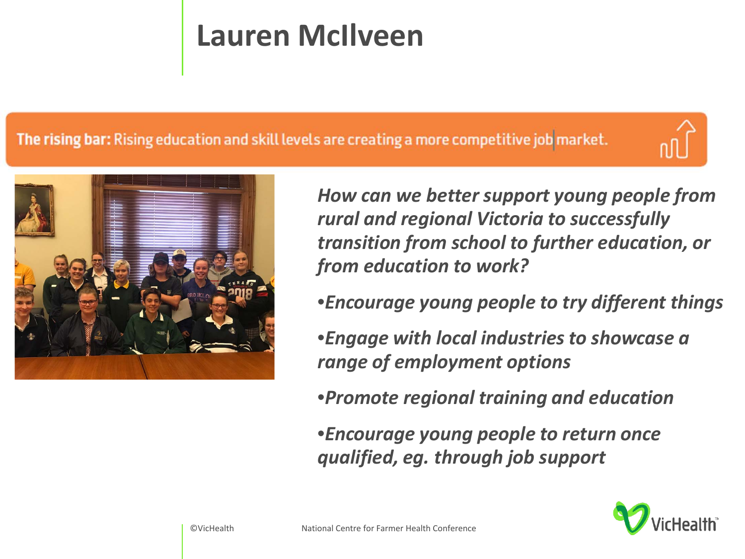# Lauren McIlveen

**The rising bar:** Rising education and skill levels are creating a more competitive job market.

*How can we better support young people from rural and regional Victoria to successfully transition from school to further education, or from education to work?*

- *Encourage young people to try different things*
- *Engage with local industries to showcase a range of employment options*
- *Promote regional training and education*
- *Encourage young people to return once qualified, eg. through job support*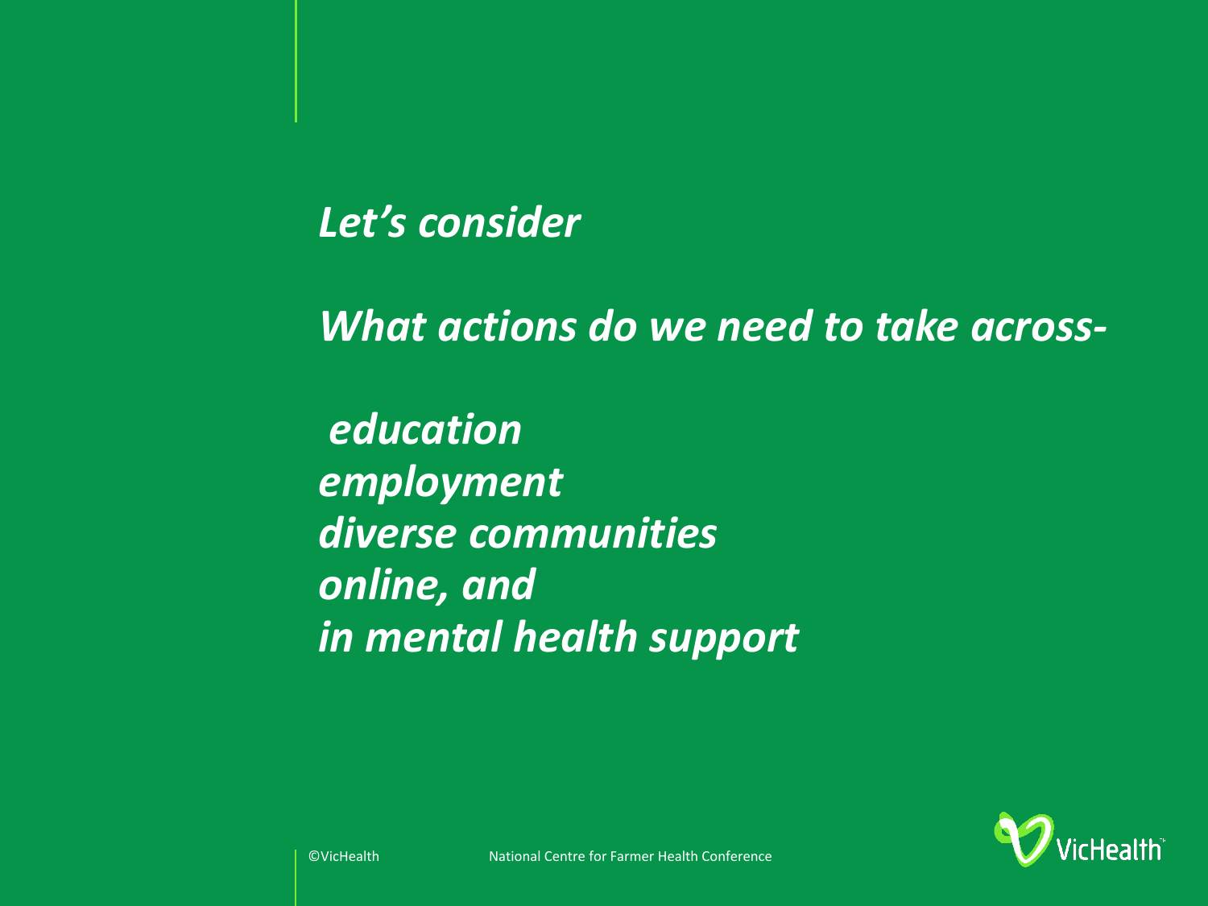*Let's consider*

*What actions do we need to take across-*

*education*
*employment*
*diverse communities*
*online, and*
*in mental health support*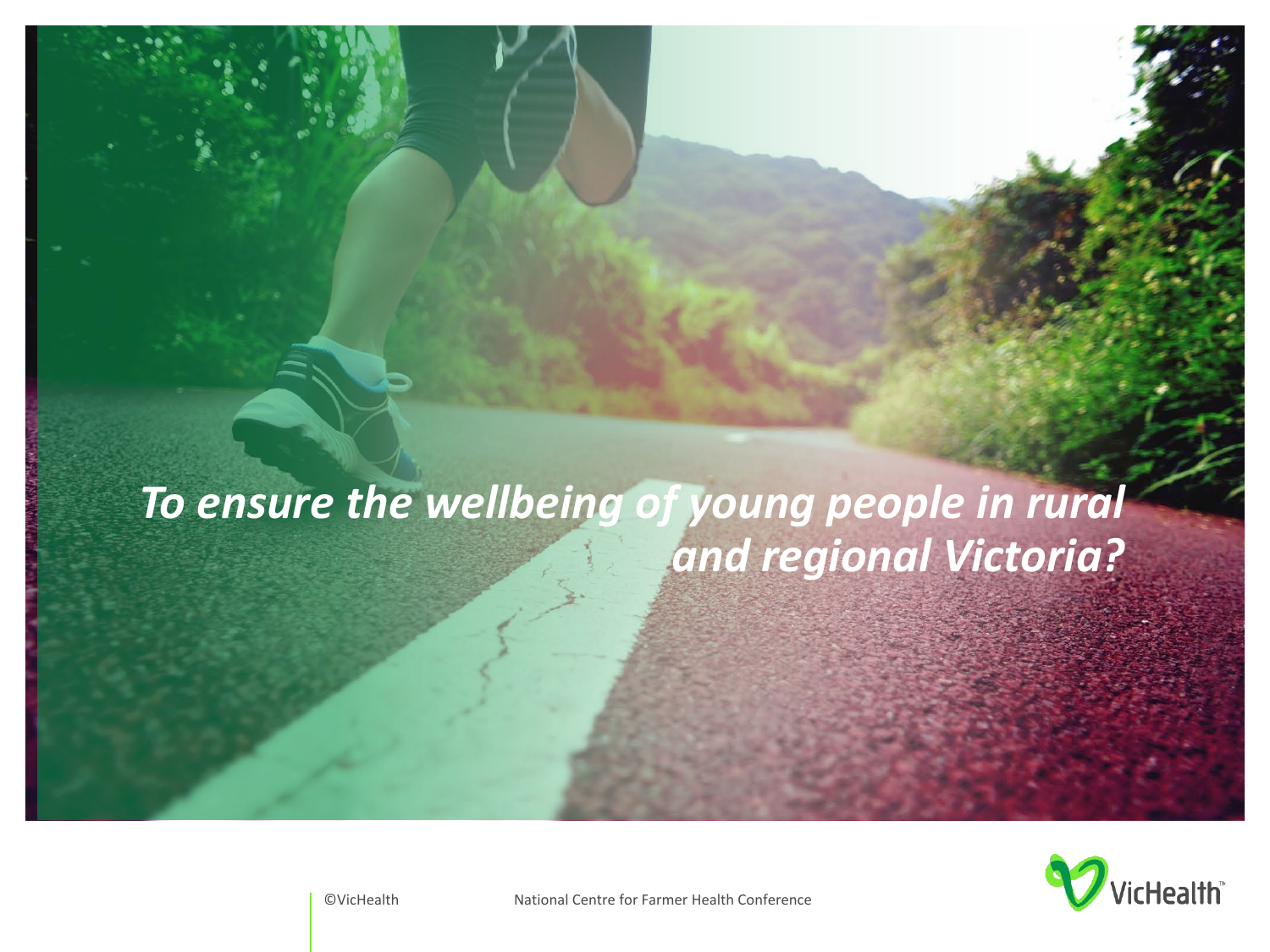*To ensure the wellbeing of young people in rural and regional Victoria?*